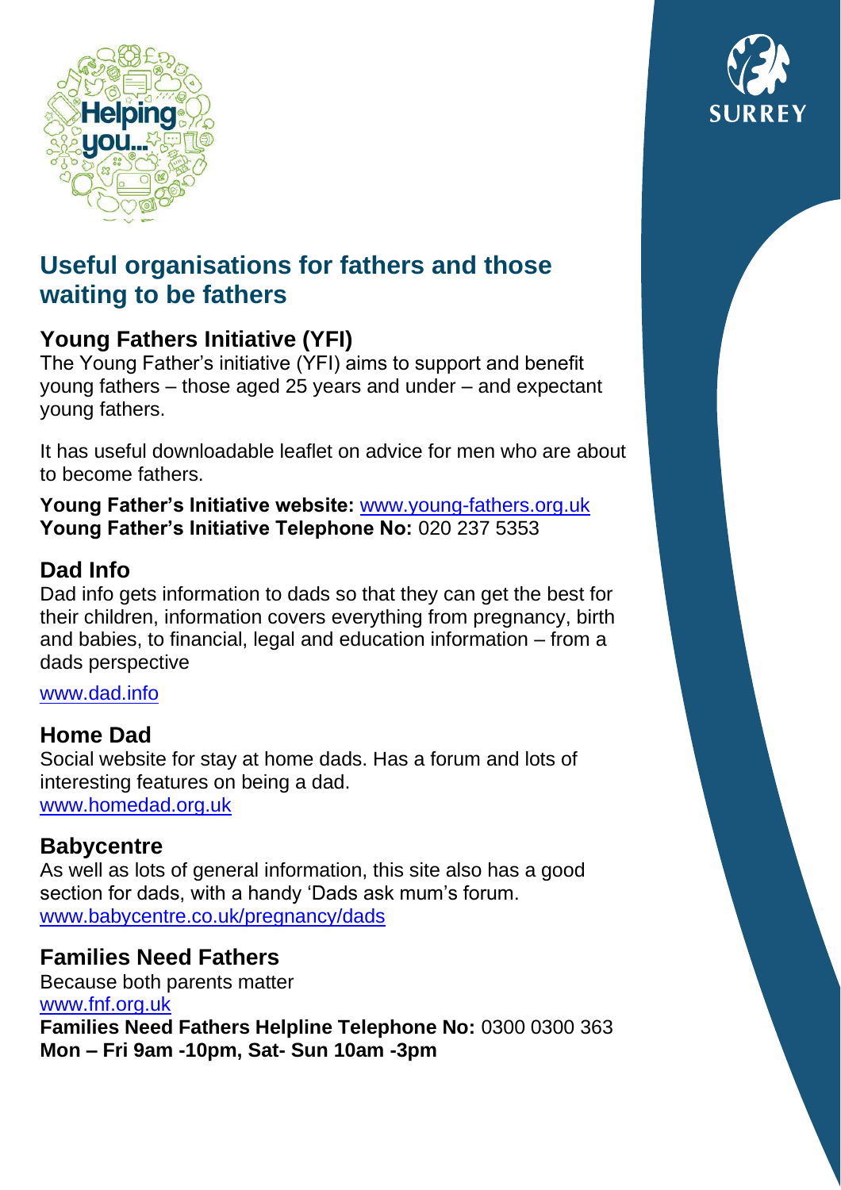# Useful organisations for fathers and those waiting to be fathers

## Young Fathers Initiative (YFI)

The Young Father's initiative (YFI) aims to support and benefit young fathers – those aged 25 years and under – and expectant young fathers.

It has useful downloadable leaflet on advice for men who are about to become fathers.

**Young Father's Initiative website:** www.young-fathers.org.uk
**Young Father's Initiative Telephone No:** 020 237 5353

## Dad Info

Dad info gets information to dads so that they can get the best for their children, information covers everything from pregnancy, birth and babies, to financial, legal and education information – from a dads perspective

www.dad.info

## Home Dad

Social website for stay at home dads. Has a forum and lots of interesting features on being a dad.
www.homedad.org.uk

## Babycentre

As well as lots of general information, this site also has a good section for dads, with a handy 'Dads ask mum's forum.
www.babycentre.co.uk/pregnancy/dads

## Families Need Fathers

Because both parents matter
www.fnf.org.uk
**Families Need Fathers Helpline Telephone No:** 0300 0300 363
**Mon – Fri 9am -10pm, Sat- Sun 10am -3pm**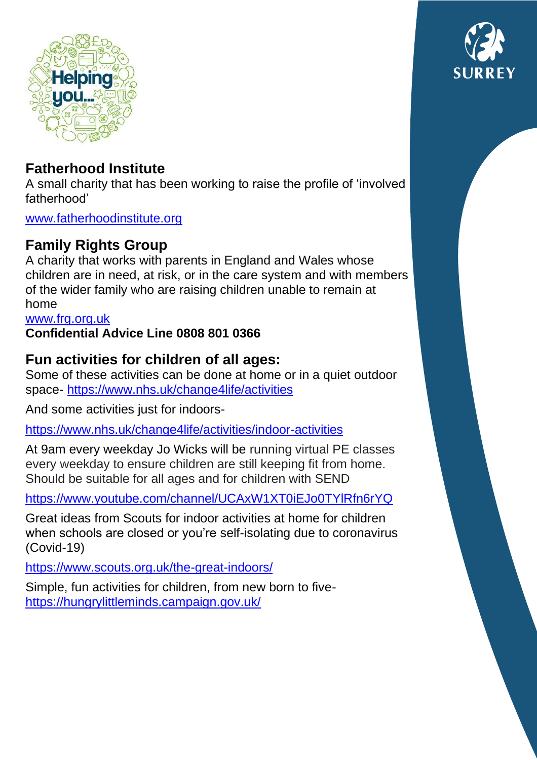## Fatherhood Institute

A small charity that has been working to raise the profile of 'involved fatherhood'

www.fatherhoodinstitute.org

## Family Rights Group

A charity that works with parents in England and Wales whose children are in need, at risk, or in the care system and with members of the wider family who are raising children unable to remain at home

www.frg.org.uk

**Confidential Advice Line 0808 801 0366**

## Fun activities for children of all ages:

Some of these activities can be done at home or in a quiet outdoor space- https://www.nhs.uk/change4life/activities

And some activities just for indoors-

https://www.nhs.uk/change4life/activities/indoor-activities

At 9am every weekday Jo Wicks will be running virtual PE classes every weekday to ensure children are still keeping fit from home. Should be suitable for all ages and for children with SEND

https://www.youtube.com/channel/UCAxW1XT0iEJo0TYlRfn6rYQ

Great ideas from Scouts for indoor activities at home for children when schools are closed or you're self-isolating due to coronavirus (Covid-19)

https://www.scouts.org.uk/the-great-indoors/

Simple, fun activities for children, from new born to five- https://hungrylittleminds.campaign.gov.uk/